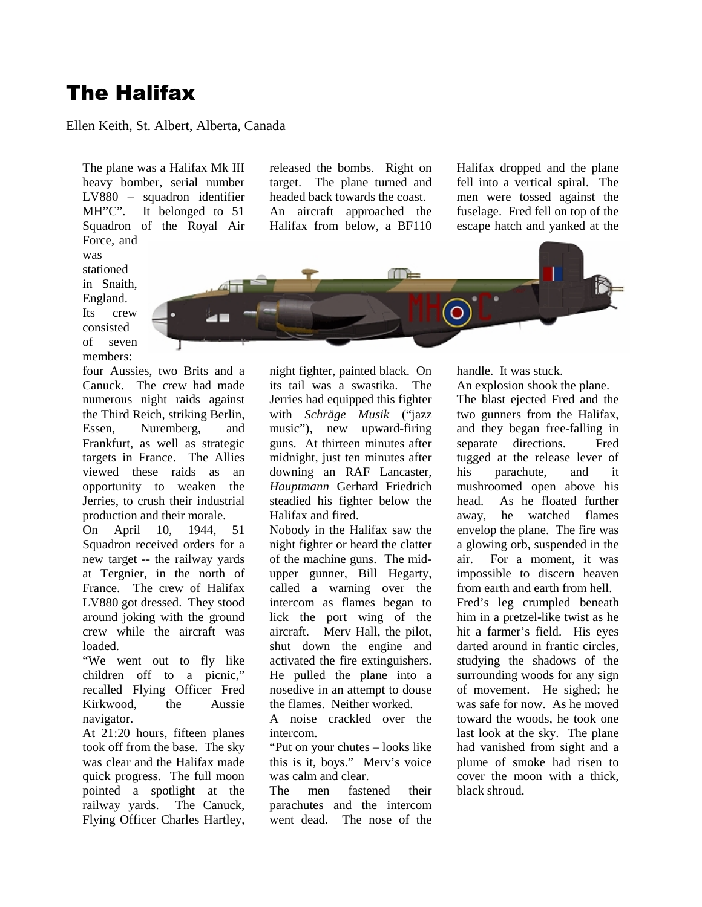# The Halifax

Ellen Keith, St. Albert, Alberta, Canada

The plane was a Halifax Mk III heavy bomber, serial number LV880 – squadron identifier MH"C". It belonged to 51 Squadron of the Royal Air Force, and was stationed in Snaith, England. Its crew consisted of seven members: four Aussies, two Brits and a Canuck. The crew had made numerous night raids against the Third Reich, striking Berlin, Essen, Nuremberg, and Frankfurt, as well as strategic targets in France. The Allies viewed these raids as an opportunity to weaken the Jerries, to crush their industrial production and their morale.

On April 10, 1944, 51 Squadron received orders for a new target -- the railway yards at Tergnier, in the north of France. The crew of Halifax LV880 got dressed. They stood around joking with the ground crew while the aircraft was loaded.

"We went out to fly like children off to a picnic," recalled Flying Officer Fred Kirkwood, the Aussie navigator.

At 21:20 hours, fifteen planes took off from the base. The sky was clear and the Halifax made quick progress. The full moon pointed a spotlight at the railway yards. The Canuck, Flying Officer Charles Hartley, released the bombs. Right on target. The plane turned and headed back towards the coast.

An aircraft approached the Halifax from below, a BF110 night fighter, painted black. On its tail was a swastika. The Jerries had equipped this fighter with *Schräge Musik* ("jazz music"), new upward-firing guns. At thirteen minutes after midnight, just ten minutes after downing an RAF Lancaster, *Hauptmann* Gerhard Friedrich steadied his fighter below the Halifax and fired.

Nobody in the Halifax saw the night fighter or heard the clatter of the machine guns. The mid-upper gunner, Bill Hegarty, called a warning over the intercom as flames began to lick the port wing of the aircraft. Merv Hall, the pilot, shut down the engine and activated the fire extinguishers. He pulled the plane into a nosedive in an attempt to douse the flames. Neither worked.

A noise crackled over the intercom.

"Put on your chutes – looks like this is it, boys." Merv's voice was calm and clear.

The men fastened their parachutes and the intercom went dead. The nose of the Halifax dropped and the plane fell into a vertical spiral. The men were tossed against the fuselage. Fred fell on top of the escape hatch and yanked at the handle. It was stuck.

An explosion shook the plane.

The blast ejected Fred and the two gunners from the Halifax, and they began free-falling in separate directions. Fred tugged at the release lever of his parachute, and it mushroomed open above his head. As he floated further away, he watched flames envelop the plane. The fire was a glowing orb, suspended in the air. For a moment, it was impossible to discern heaven from earth and earth from hell.

Fred's leg crumpled beneath him in a pretzel-like twist as he hit a farmer's field. His eyes darted around in frantic circles, studying the shadows of the surrounding woods for any sign of movement. He sighed; he was safe for now. As he moved toward the woods, he took one last look at the sky. The plane had vanished from sight and a plume of smoke had risen to cover the moon with a thick, black shroud.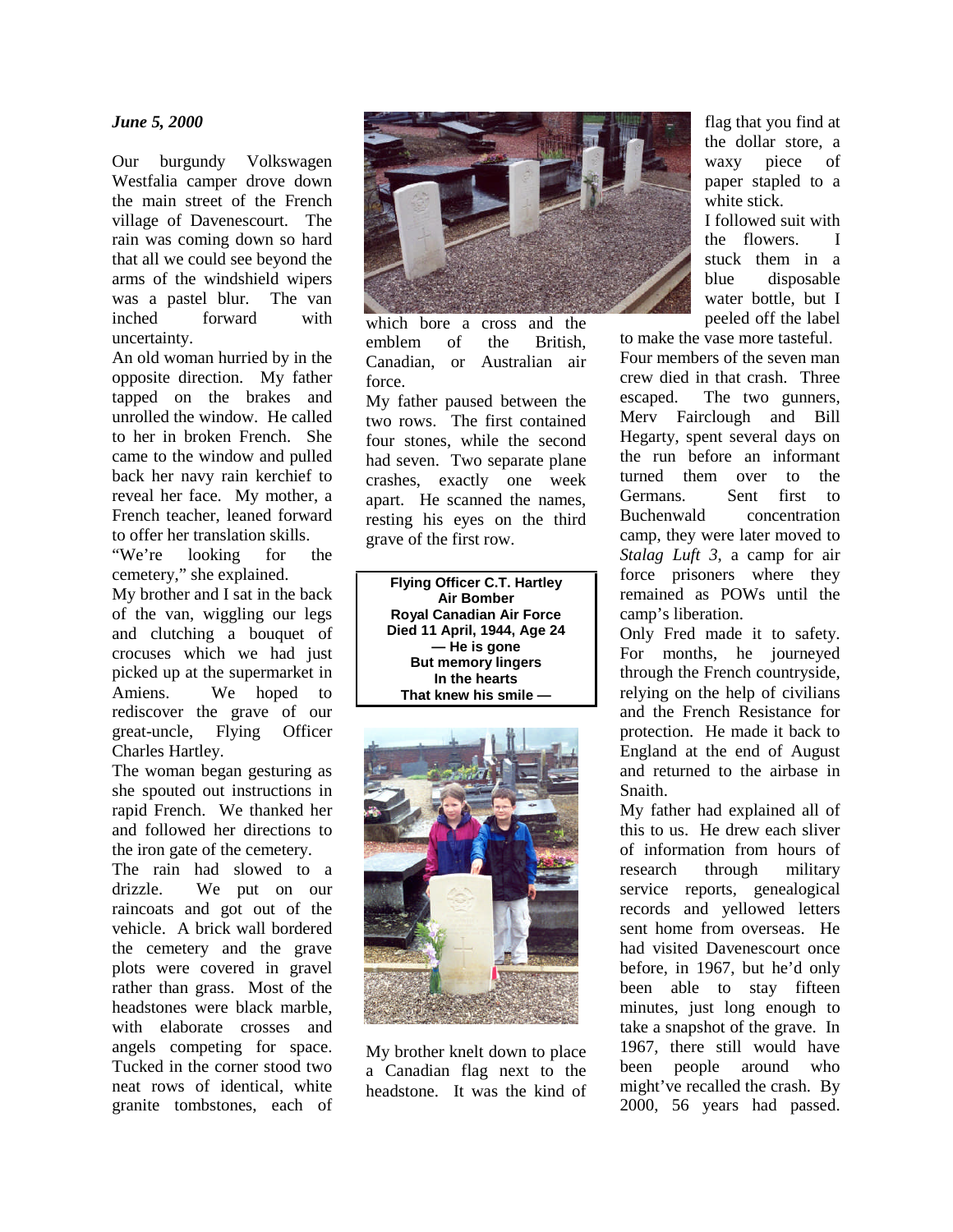***June 5, 2000***

Our burgundy Volkswagen Westfalia camper drove down the main street of the French village of Davenescourt. The rain was coming down so hard that all we could see beyond the arms of the windshield wipers was a pastel blur. The van inched forward with uncertainty.

An old woman hurried by in the opposite direction. My father tapped on the brakes and unrolled the window. He called to her in broken French. She came to the window and pulled back her navy rain kerchief to reveal her face. My mother, a French teacher, leaned forward to offer her translation skills.

"We're looking for the cemetery," she explained.

My brother and I sat in the back of the van, wiggling our legs and clutching a bouquet of crocuses which we had just picked up at the supermarket in Amiens. We hoped to rediscover the grave of our great-uncle, Flying Officer Charles Hartley.

The woman began gesturing as she spouted out instructions in rapid French. We thanked her and followed her directions to the iron gate of the cemetery.

The rain had slowed to a drizzle. We put on our raincoats and got out of the vehicle. A brick wall bordered the cemetery and the grave plots were covered in gravel rather than grass. Most of the headstones were black marble, with elaborate crosses and angels competing for space. Tucked in the corner stood two neat rows of identical, white granite tombstones, each of which bore a cross and the emblem of the British, Canadian, or Australian air force.

My father paused between the two rows. The first contained four stones, while the second had seven. Two separate plane crashes, exactly one week apart. He scanned the names, resting his eyes on the third grave of the first row.

**Flying Officer C.T. Hartley**
**Air Bomber**
**Royal Canadian Air Force**
**Died 11 April, 1944, Age 24**
**— He is gone**
**But memory lingers**
**In the hearts**
**That knew his smile —**

My brother knelt down to place a Canadian flag next to the headstone. It was the kind of flag that you find at the dollar store, a waxy piece of paper stapled to a white stick.

I followed suit with the flowers. I stuck them in a blue disposable water bottle, but I peeled off the label to make the vase more tasteful.

Four members of the seven man crew died in that crash. Three escaped. The two gunners, Merv Fairclough and Bill Hegarty, spent several days on the run before an informant turned them over to the Germans. Sent first to Buchenwald concentration camp, they were later moved to *Stalag Luft 3*, a camp for air force prisoners where they remained as POWs until the camp's liberation.

Only Fred made it to safety. For months, he journeyed through the French countryside, relying on the help of civilians and the French Resistance for protection. He made it back to England at the end of August and returned to the airbase in Snaith.

My father had explained all of this to us. He took each sliver of information from hours of research through military service reports, genealogical records and yellowed letters sent home from overseas. He had visited Davenescourt once before, in 1967, but he'd only been able to stay fifteen minutes, just long enough to take a snapshot of the grave. In 1967, there still would have been people around who might've recalled the crash. By 2000, 56 years had passed.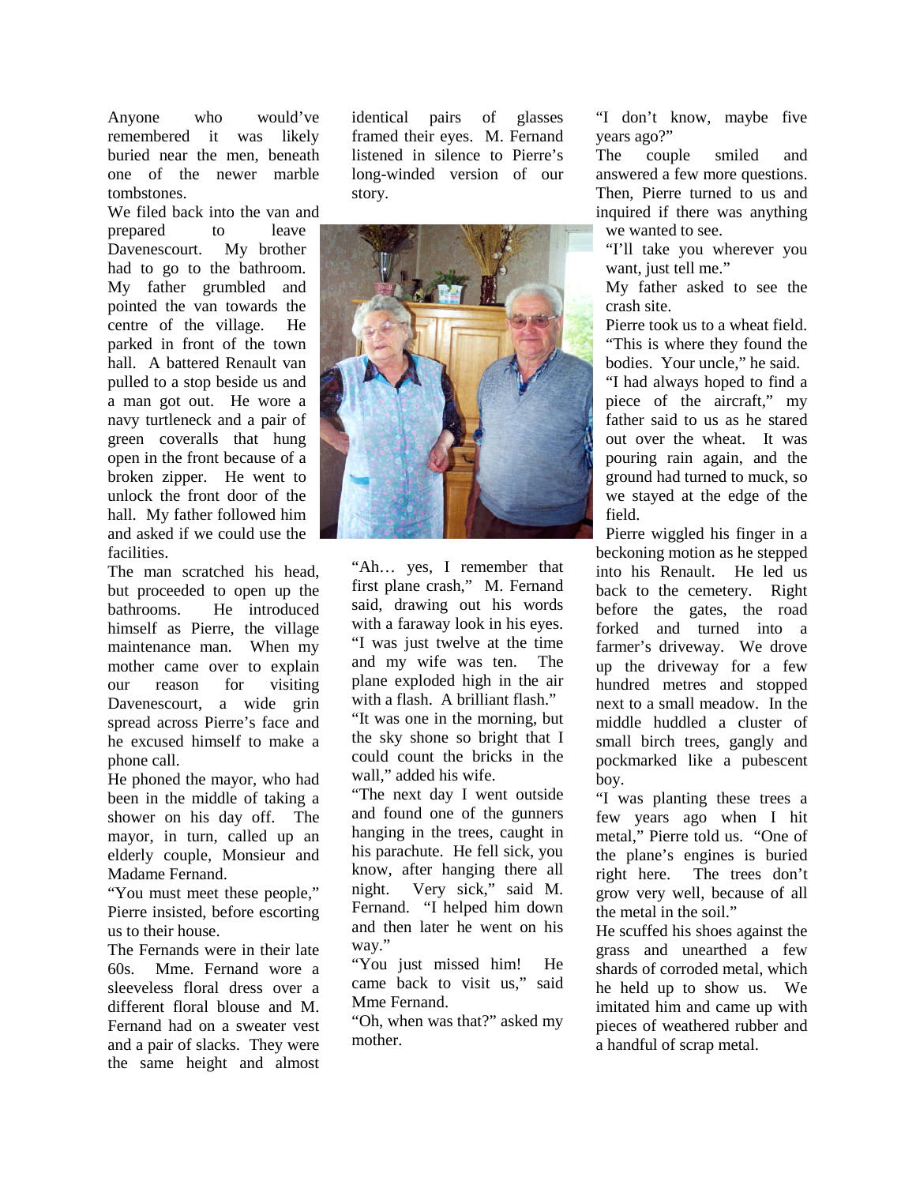Anyone who would've remembered it was likely buried near the men, beneath one of the newer marble tombstones.

We filed back into the van and prepared to leave Davenescourt. My brother had to go to the bathroom. My father grumbled and pointed the van towards the centre of the village. He parked in front of the town hall. A battered Renault van pulled to a stop beside us and a man got out. He wore a navy turtleneck and a pair of green coveralls that hung open in the front because of a broken zipper. He went to unlock the front door of the hall. My father followed him and asked if we could use the facilities.

The man scratched his head, but proceeded to open up the bathrooms. He introduced himself as Pierre, the village maintenance man. When my mother came over to explain our reason for visiting Davenescourt, a wide grin spread across Pierre's face and he excused himself to make a phone call.

He phoned the mayor, who had been in the middle of taking a shower on his day off. The mayor, in turn, called up an elderly couple, Monsieur and Madame Fernand.

"You must meet these people," Pierre insisted, before escorting us to their house.

The Fernands were in their late 60s. Mme. Fernand wore a sleeveless floral dress over a different floral blouse and M. Fernand had on a sweater vest and a pair of slacks. They were the same height and almost identical pairs of glasses framed their eyes. M. Fernand listened in silence to Pierre's long-winded version of our story.

"Ah… yes, I remember that first plane crash," M. Fernand said, drawing out his words with a faraway look in his eyes. "I was just twelve at the time and my wife was ten. The plane exploded high in the air with a flash. A brilliant flash."

"It was one in the morning, but the sky shone so bright that I could count the bricks in the wall," added his wife.

"The next day I went outside and found one of the gunners hanging in the trees, caught in his parachute. He fell sick, you know, after hanging there all night. Very sick," said M. Fernand. "I helped him down and then later he went on his way."

"You just missed him! He came back to visit us," said Mme Fernand.

"Oh, when was that?" asked my mother.

"I don't know, maybe five years ago?"

The couple smiled and answered a few more questions. Then, Pierre turned to us and inquired if there was anything we wanted to see.

"I'll take you wherever you want, just tell me."

My father asked to see the crash site.

Pierre took us to a wheat field. "This is where they found the bodies. Your uncle," he said.

"I had always hoped to find a piece of the aircraft," my father said to us as he stared out over the wheat. It was pouring rain again, and the ground had turned to muck, so we stayed at the edge of the field.

Pierre wiggled his finger in a beckoning motion as he stepped into his Renault. He led us back to the cemetery. Right before the gates, the road forked and turned into a farmer's driveway. We drove up the driveway for a few hundred metres and stopped next to a small meadow. In the middle huddled a cluster of small birch trees, gangly and pockmarked like a pubescent boy.

"I was planting these trees a few years ago when I hit metal," Pierre told us. "One of the plane's engines is buried right here. The trees don't grow very well, because of all the metal in the soil."

He scuffed his shoes against the grass and unearthed a few shards of corroded metal, which he held up to show us. We imitated him and came up with pieces of weathered rubber and a handful of scrap metal.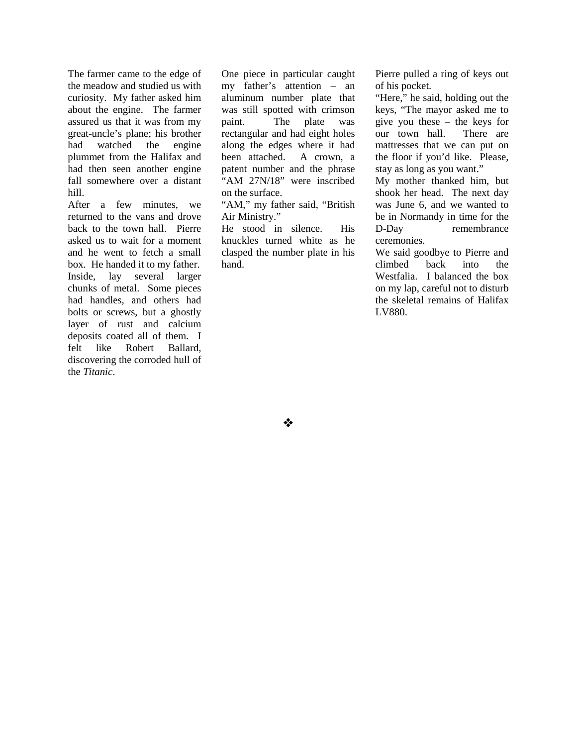The farmer came to the edge of the meadow and studied us with curiosity. My father asked him about the engine. The farmer assured us that it was from my great-uncle's plane; his brother had watched the engine plummet from the Halifax and had then seen another engine fall somewhere over a distant hill.

After a few minutes, we returned to the vans and drove back to the town hall. Pierre asked us to wait for a moment and he went to fetch a small box. He handed it to my father. Inside, lay several larger chunks of metal. Some pieces had handles, and others had bolts or screws, but a ghostly layer of rust and calcium deposits coated all of them. I felt like Robert Ballard, discovering the corroded hull of the *Titanic*.

One piece in particular caught my father's attention – an aluminum number plate that was still spotted with crimson paint. The plate was rectangular and had eight holes along the edges where it had been attached. A crown, a patent number and the phrase "AM 27N/18" were inscribed on the surface.

"AM," my father said, "British Air Ministry."

He stood in silence. His knuckles turned white as he clasped the number plate in his hand.

Pierre pulled a ring of keys out of his pocket.

"Here," he said, holding out the keys, "The mayor asked me to give you these – the keys for our town hall. There are mattresses that we can put on the floor if you'd like. Please, stay as long as you want."

My mother thanked him, but shook her head. The next day was June 6, and we wanted to be in Normandy in time for the D-Day remembrance ceremonies.

We said goodbye to Pierre and climbed back into the Westfalia. I balanced the box on my lap, careful not to disturb the skeletal remains of Halifax LV880.

❖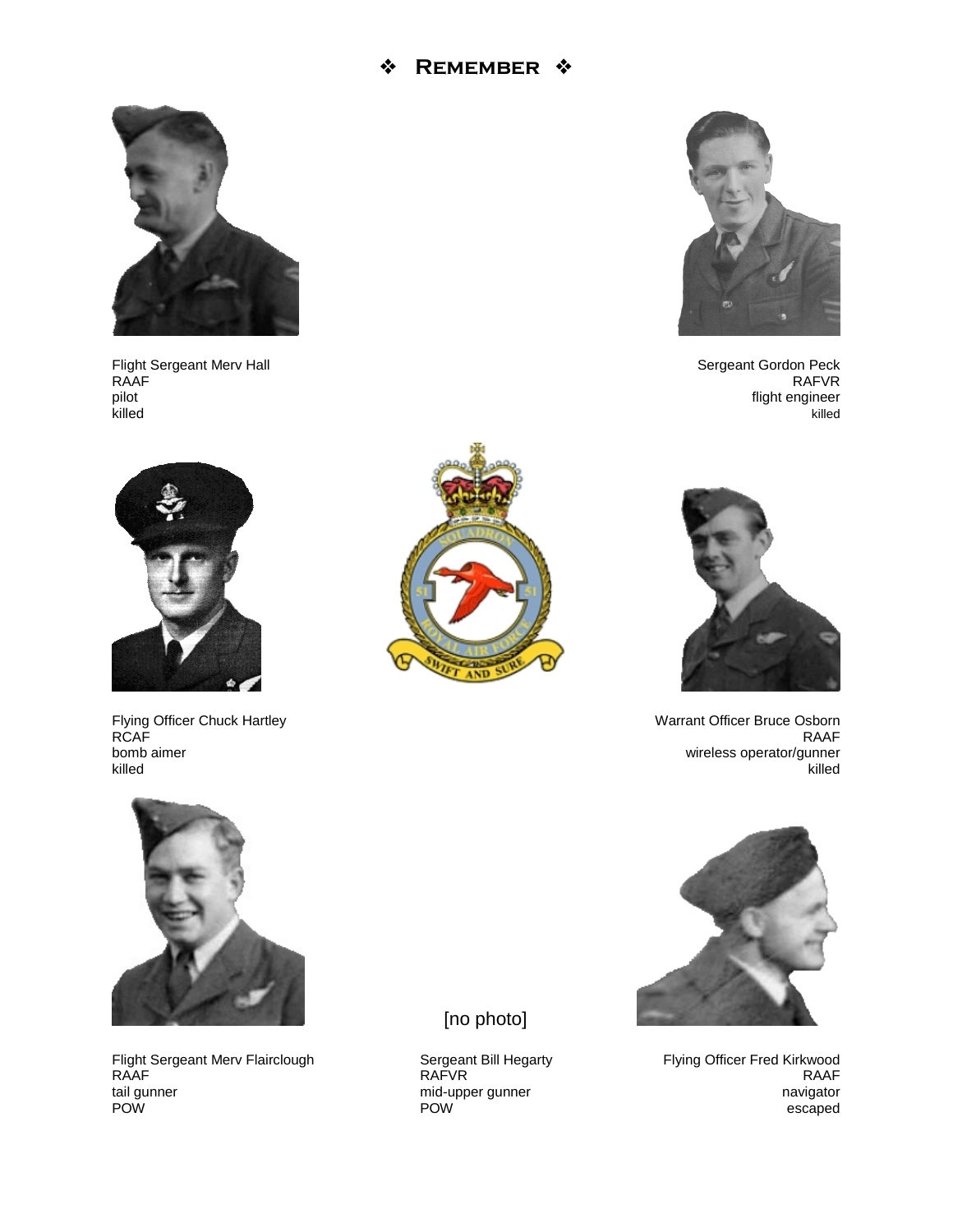# ❖ Remember ❖

Flight Sergeant Merv Hall
RAAF
pilot
killed

Sergeant Gordon Peck
RAFVR
flight engineer
killed

Flying Officer Chuck Hartley
RCAF
bomb aimer
killed

Warrant Officer Bruce Osborn
RAAF
wireless operator/gunner
killed

Flight Sergeant Merv Flairclough
RAAF
tail gunner
POW

[no photo]

Sergeant Bill Hegarty
RAFVR
mid-upper gunner
POW

Flying Officer Fred Kirkwood
RAAF
navigator
escaped